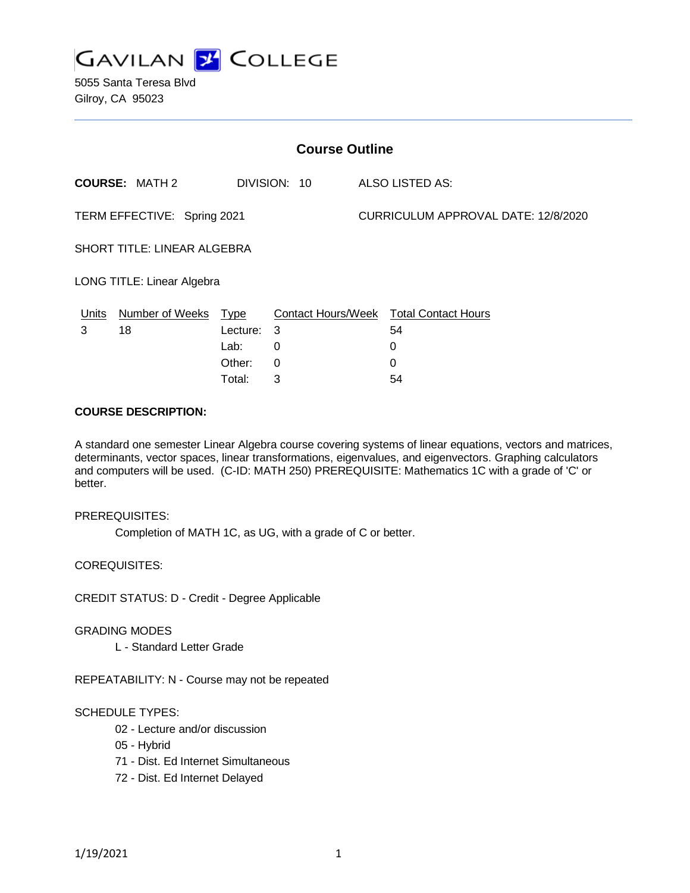# GAVILAN COLLEGE

5055 Santa Teresa Blvd
Gilroy, CA 95023

## Course Outline

**COURSE:** MATH 2 DIVISION: 10 ALSO LISTED AS:

TERM EFFECTIVE: Spring 2021 CURRICULUM APPROVAL DATE: 12/8/2020

SHORT TITLE: LINEAR ALGEBRA

LONG TITLE: Linear Algebra

| Units | Number of Weeks | Type | Contact Hours/Week | Total Contact Hours |
|---|---|---|---|---|
| 3 | 18 | Lecture: | 3 | 54 |
| | | Lab: | 0 | 0 |
| | | Other: | 0 | 0 |
| | | Total: | 3 | 54 |

**COURSE DESCRIPTION:**

A standard one semester Linear Algebra course covering systems of linear equations, vectors and matrices, determinants, vector spaces, linear transformations, eigenvalues, and eigenvectors. Graphing calculators and computers will be used. (C-ID: MATH 250) PREREQUISITE: Mathematics 1C with a grade of 'C' or better.

PREREQUISITES:

Completion of MATH 1C, as UG, with a grade of C or better.

COREQUISITES:

CREDIT STATUS: D - Credit - Degree Applicable

GRADING MODES

L - Standard Letter Grade

REPEATABILITY: N - Course may not be repeated

SCHEDULE TYPES:

02 - Lecture and/or discussion
05 - Hybrid
71 - Dist. Ed Internet Simultaneous
72 - Dist. Ed Internet Delayed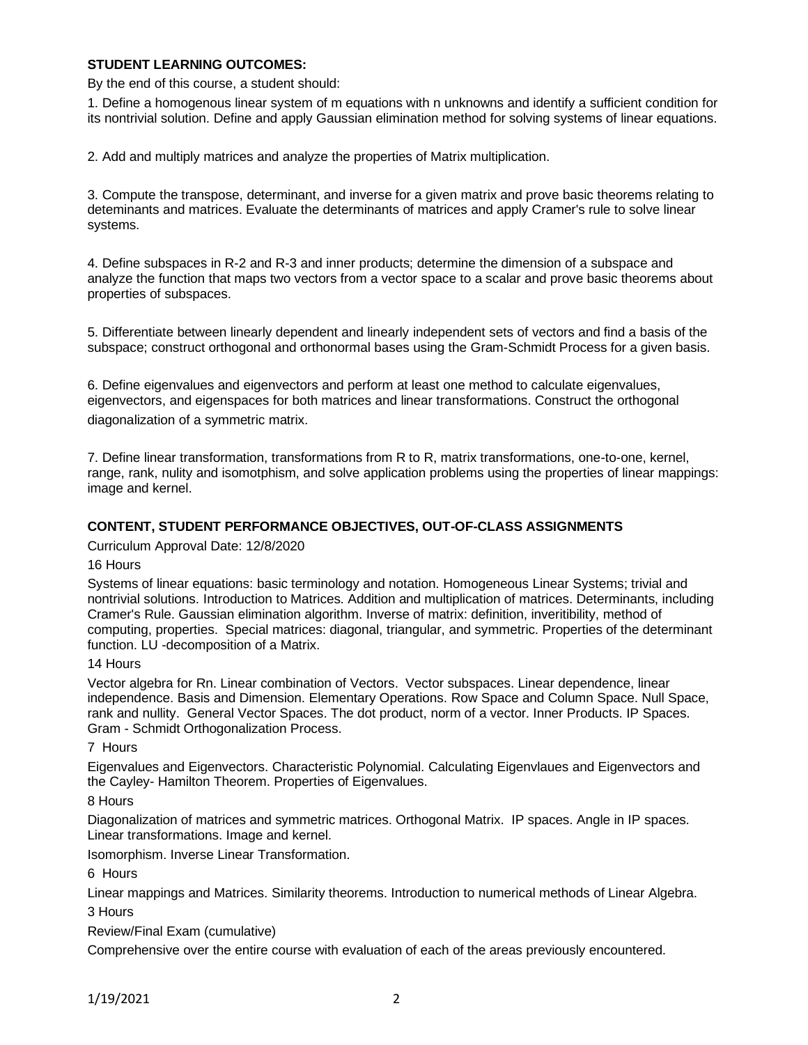**STUDENT LEARNING OUTCOMES:**

By the end of this course, a student should:

1. Define a homogenous linear system of m equations with n unknowns and identify a sufficient condition for its nontrivial solution. Define and apply Gaussian elimination method for solving systems of linear equations.

2. Add and multiply matrices and analyze the properties of Matrix multiplication.

3. Compute the transpose, determinant, and inverse for a given matrix and prove basic theorems relating to deteminants and matrices. Evaluate the determinants of matrices and apply Cramer's rule to solve linear systems.

4. Define subspaces in R-2 and R-3 and inner products; determine the dimension of a subspace and analyze the function that maps two vectors from a vector space to a scalar and prove basic theorems about properties of subspaces.

5. Differentiate between linearly dependent and linearly independent sets of vectors and find a basis of the subspace; construct orthogonal and orthonormal bases using the Gram-Schmidt Process for a given basis.

6. Define eigenvalues and eigenvectors and perform at least one method to calculate eigenvalues, eigenvectors, and eigenspaces for both matrices and linear transformations. Construct the orthogonal diagonalization of a symmetric matrix.

7. Define linear transformation, transformations from R to R, matrix transformations, one-to-one, kernel, range, rank, nulity and isomotphism, and solve application problems using the properties of linear mappings: image and kernel.

**CONTENT, STUDENT PERFORMANCE OBJECTIVES, OUT-OF-CLASS ASSIGNMENTS**

Curriculum Approval Date: 12/8/2020

16 Hours

Systems of linear equations: basic terminology and notation. Homogeneous Linear Systems; trivial and nontrivial solutions. Introduction to Matrices. Addition and multiplication of matrices. Determinants, including Cramer's Rule. Gaussian elimination algorithm. Inverse of matrix: definition, inveritibility, method of computing, properties. Special matrices: diagonal, triangular, and symmetric. Properties of the determinant function. LU -decomposition of a Matrix.

14 Hours

Vector algebra for Rn. Linear combination of Vectors. Vector subspaces. Linear dependence, linear independence. Basis and Dimension. Elementary Operations. Row Space and Column Space. Null Space, rank and nullity. General Vector Spaces. The dot product, norm of a vector. Inner Products. IP Spaces. Gram - Schmidt Orthogonalization Process.

7 Hours

Eigenvalues and Eigenvectors. Characteristic Polynomial. Calculating Eigenvlaues and Eigenvectors and the Cayley- Hamilton Theorem. Properties of Eigenvalues.

8 Hours

Diagonalization of matrices and symmetric matrices. Orthogonal Matrix. IP spaces. Angle in IP spaces. Linear transformations. Image and kernel.

Isomorphism. Inverse Linear Transformation.

6 Hours

Linear mappings and Matrices. Similarity theorems. Introduction to numerical methods of Linear Algebra.

3 Hours

Review/Final Exam (cumulative)

Comprehensive over the entire course with evaluation of each of the areas previously encountered.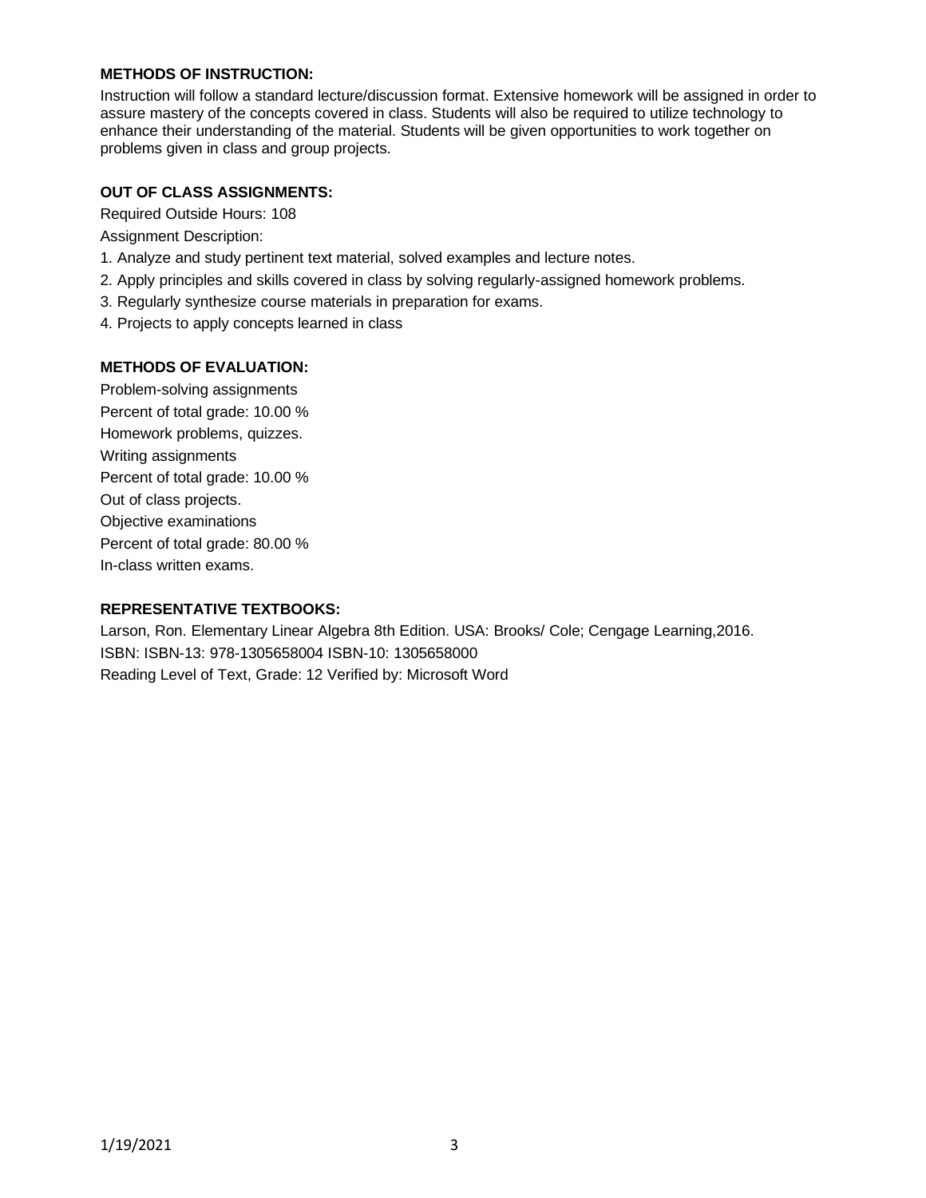**METHODS OF INSTRUCTION:**

Instruction will follow a standard lecture/discussion format. Extensive homework will be assigned in order to assure mastery of the concepts covered in class. Students will also be required to utilize technology to enhance their understanding of the material. Students will be given opportunities to work together on problems given in class and group projects.

**OUT OF CLASS ASSIGNMENTS:**

Required Outside Hours: 108

Assignment Description:

1. Analyze and study pertinent text material, solved examples and lecture notes.
2. Apply principles and skills covered in class by solving regularly-assigned homework problems.
3. Regularly synthesize course materials in preparation for exams.
4. Projects to apply concepts learned in class

**METHODS OF EVALUATION:**

Problem-solving assignments
Percent of total grade: 10.00 %
Homework problems, quizzes.
Writing assignments
Percent of total grade: 10.00 %
Out of class projects.
Objective examinations
Percent of total grade: 80.00 %
In-class written exams.

**REPRESENTATIVE TEXTBOOKS:**

Larson, Ron. Elementary Linear Algebra 8th Edition. USA: Brooks/ Cole; Cengage Learning,2016.
ISBN: ISBN-13: 978-1305658004 ISBN-10: 1305658000
Reading Level of Text, Grade: 12 Verified by: Microsoft Word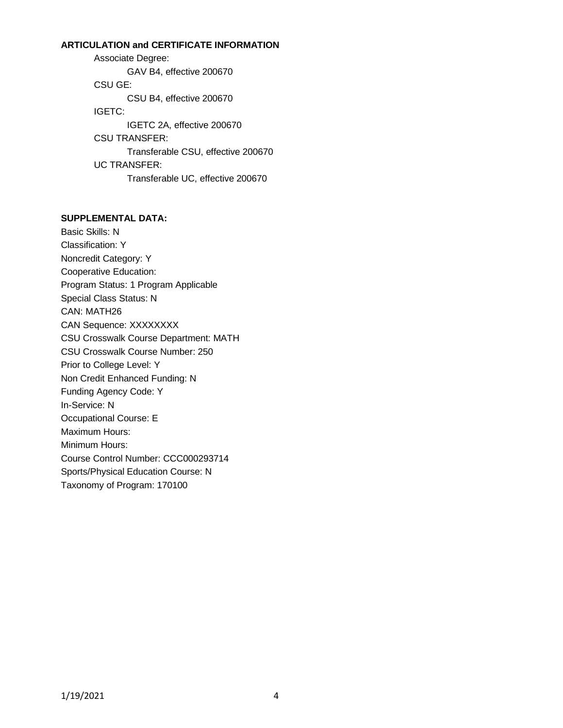**ARTICULATION and CERTIFICATE INFORMATION**

Associate Degree:

GAV B4, effective 200670

CSU GE:

CSU B4, effective 200670

IGETC:

IGETC 2A, effective 200670

CSU TRANSFER:

Transferable CSU, effective 200670

UC TRANSFER:

Transferable UC, effective 200670

**SUPPLEMENTAL DATA:**

Basic Skills: N
Classification: Y
Noncredit Category: Y
Cooperative Education:
Program Status: 1 Program Applicable
Special Class Status: N
CAN: MATH26
CAN Sequence: XXXXXXXX
CSU Crosswalk Course Department: MATH
CSU Crosswalk Course Number: 250
Prior to College Level: Y
Non Credit Enhanced Funding: N
Funding Agency Code: Y
In-Service: N
Occupational Course: E
Maximum Hours:
Minimum Hours:
Course Control Number: CCC000293714
Sports/Physical Education Course: N
Taxonomy of Program: 170100